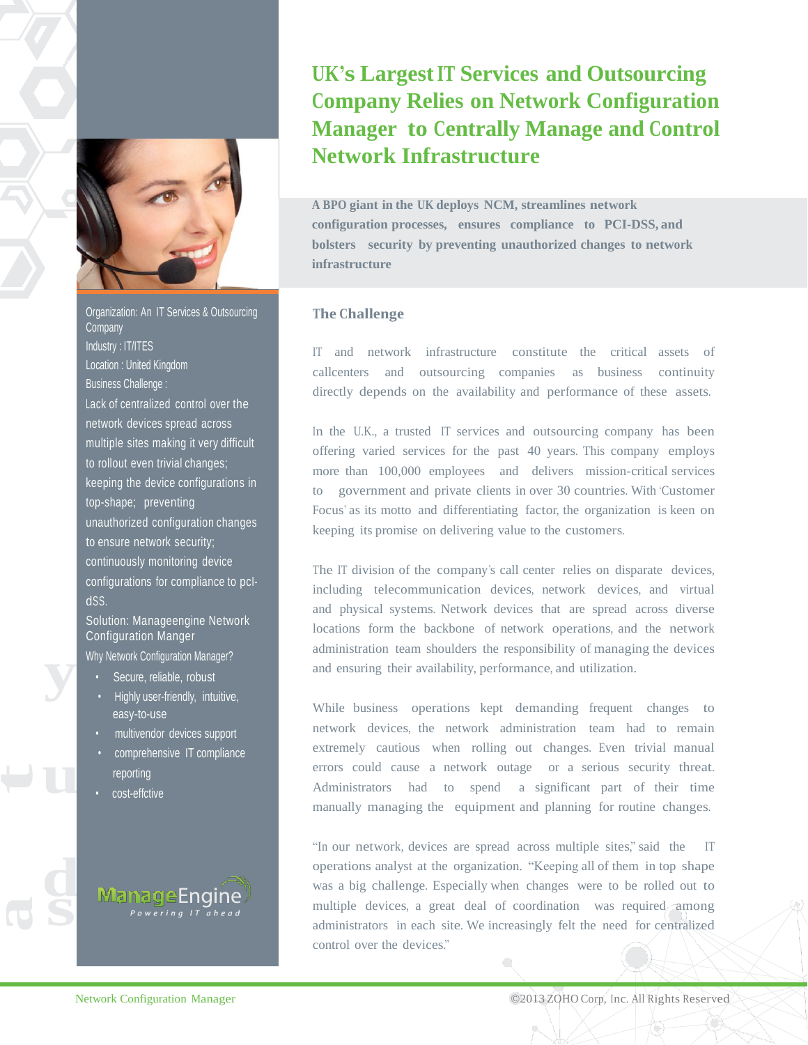# UK's Largest IT Services and Outsourcing Company Relies on Network Configuration Manager to Centrally Manage and Control Network Infrastructure

**A BPO giant in the UK deploys NCM, streamlines network configuration processes, ensures compliance to PCI-DSS, and bolsters security by preventing unauthorized changes to network infrastructure**

Organization: An IT Services & Outsourcing Company

Industry : IT/ITES

Location : United Kingdom

Business Challenge :

Lack of centralized control over the network devices spread across multiple sites making it very difficult to rollout even trivial changes; keeping the device configurations in top-shape; preventing unauthorized configuration changes to ensure network security; continuously monitoring device configurations for compliance to pcl-dSS.

Solution: Manageengine Network Configuration Manger

Why Network Configuration Manager?

- Secure, reliable, robust
- Highly user-friendly, intuitive, easy-to-use
- multivendor devices support
- comprehensive IT compliance reporting
- cost-effctive

## The Challenge

IT and network infrastructure constitute the critical assets of callcenters and outsourcing companies as business continuity directly depends on the availability and performance of these assets.

In the U.K., a trusted IT services and outsourcing company has been offering varied services for the past 40 years. This company employs more than 100,000 employees and delivers mission-critical services to government and private clients in over 30 countries. With 'Customer Focus' as its motto and differentiating factor, the organization is keen on keeping its promise on delivering value to the customers.

The IT division of the company's call center relies on disparate devices, including telecommunication devices, network devices, and virtual and physical systems. Network devices that are spread across diverse locations form the backbone of network operations, and the network administration team shoulders the responsibility of managing the devices and ensuring their availability, performance, and utilization.

While business operations kept demanding frequent changes to network devices, the network administration team had to remain extremely cautious when rolling out changes. Even trivial manual errors could cause a network outage or a serious security threat. Administrators had to spend a significant part of their time manually managing the equipment and planning for routine changes.

"In our network, devices are spread across multiple sites," said the IT operations analyst at the organization. "Keeping all of them in top shape was a big challenge. Especially when changes were to be rolled out to multiple devices, a great deal of coordination was required among administrators in each site. We increasingly felt the need for centralized control over the devices."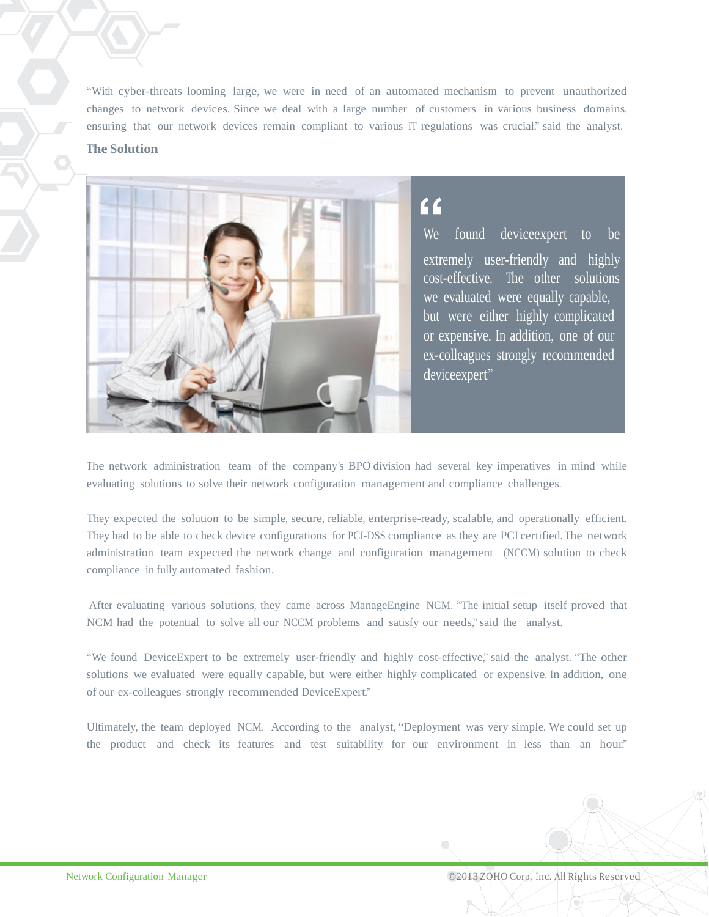"With cyber-threats looming large, we were in need of an automated mechanism to prevent unauthorized changes to network devices. Since we deal with a large number of customers in various business domains, ensuring that our network devices remain compliant to various IT regulations was crucial," said the analyst.

## The Solution

> We found deviceexpert to be extremely user-friendly and highly cost-effective. The other solutions we evaluated were equally capable, but were either highly complicated or expensive. In addition, one of our ex-colleagues strongly recommended deviceexpert"

The network administration team of the company's BPO division had several key imperatives in mind while evaluating solutions to solve their network configuration management and compliance challenges.

They expected the solution to be simple, secure, reliable, enterprise-ready, scalable, and operationally efficient. They had to be able to check device configurations for PCI-DSS compliance as they are PCI certified. The network administration team expected the network change and configuration management (NCCM) solution to check compliance in fully automated fashion.

After evaluating various solutions, they came across ManageEngine NCM. "The initial setup itself proved that NCM had the potential to solve all our NCCM problems and satisfy our needs," said the analyst.

"We found DeviceExpert to be extremely user-friendly and highly cost-effective," said the analyst. "The other solutions we evaluated were equally capable, but were either highly complicated or expensive. In addition, one of our ex-colleagues strongly recommended DeviceExpert."

Ultimately, the team deployed NCM. According to the analyst, "Deployment was very simple. We could set up the product and check its features and test suitability for our environment in less than an hour."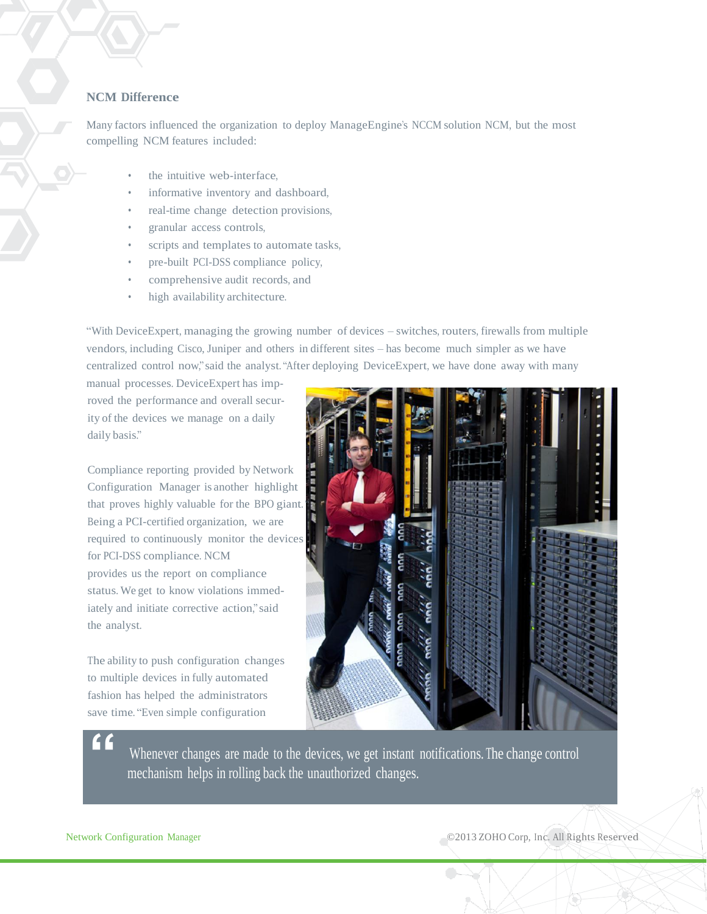## NCM Difference

Many factors influenced the organization to deploy ManageEngine's NCCM solution NCM, but the most compelling NCM features included:

- the intuitive web-interface,
- informative inventory and dashboard,
- real-time change detection provisions,
- granular access controls,
- scripts and templates to automate tasks,
- pre-built PCI-DSS compliance policy,
- comprehensive audit records, and
- high availability architecture.

"With DeviceExpert, managing the growing number of devices – switches, routers, firewalls from multiple vendors, including Cisco, Juniper and others in different sites – has become much simpler as we have centralized control now," said the analyst. "After deploying DeviceExpert, we have done away with many manual processes. DeviceExpert has improved the performance and overall security of the devices we manage on a daily daily basis."

Compliance reporting provided by Network Configuration Manager is another highlight that proves highly valuable for the BPO giant. "Being a PCI-certified organization, we are required to continuously monitor the devices for PCI-DSS compliance. NCM provides us the report on compliance status. We get to know violations immediately and initiate corrective action," said the analyst.

The ability to push configuration changes to multiple devices in fully automated fashion has helped the administrators save time. "Even simple configuration

> Whenever changes are made to the devices, we get instant notifications. The change control mechanism helps in rolling back the unauthorized changes.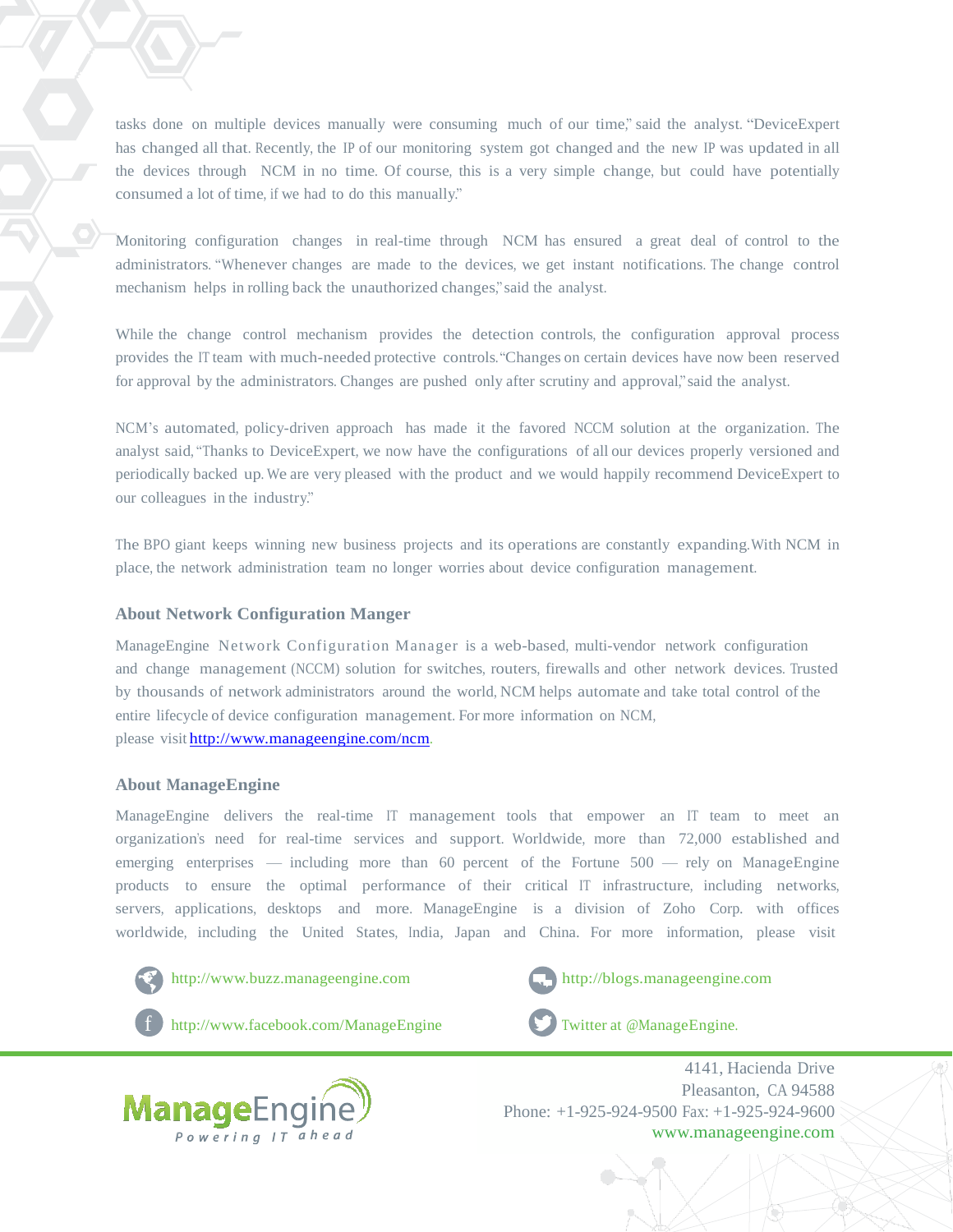tasks done on multiple devices manually were consuming much of our time," said the analyst. "DeviceExpert has changed all that. Recently, the IP of our monitoring system got changed and the new IP was updated in all the devices through NCM in no time. Of course, this is a very simple change, but could have potentially consumed a lot of time, if we had to do this manually."

Monitoring configuration changes in real-time through NCM has ensured a great deal of control to the administrators. "Whenever changes are made to the devices, we get instant notifications. The change control mechanism helps in rolling back the unauthorized changes," said the analyst.

While the change control mechanism provides the detection controls, the configuration approval process provides the IT team with much-needed protective controls. "Changes on certain devices have now been reserved for approval by the administrators. Changes are pushed only after scrutiny and approval," said the analyst.

NCM's automated, policy-driven approach has made it the favored NCCM solution at the organization. The analyst said, "Thanks to DeviceExpert, we now have the configurations of all our devices properly versioned and periodically backed up. We are very pleased with the product and we would happily recommend DeviceExpert to our colleagues in the industry."

The BPO giant keeps winning new business projects and its operations are constantly expanding. With NCM in place, the network administration team no longer worries about device configuration management.

### About Network Configuration Manger

ManageEngine Network Configuration Manager is a web-based, multi-vendor network configuration and change management (NCCM) solution for switches, routers, firewalls and other network devices. Trusted by thousands of network administrators around the world, NCM helps automate and take total control of the entire lifecycle of device configuration management. For more information on NCM, please visit http://www.manageengine.com/ncm.

### About ManageEngine

ManageEngine delivers the real-time IT management tools that empower an IT team to meet an organization's need for real-time services and support. Worldwide, more than 72,000 established and emerging enterprises — including more than 60 percent of the Fortune 500 — rely on ManageEngine products to ensure the optimal performance of their critical IT infrastructure, including networks, servers, applications, desktops and more. ManageEngine is a division of Zoho Corp. with offices worldwide, including the United States, India, Japan and China. For more information, please visit

http://www.buzz.manageengine.com

http://blogs.manageengine.com

http://www.facebook.com/ManageEngine

Twitter at @ManageEngine.

ManageEngine
Powering IT ahead

4141, Hacienda Drive
Pleasanton, CA 94588
Phone: +1-925-924-9500 Fax: +1-925-924-9600
www.manageengine.com